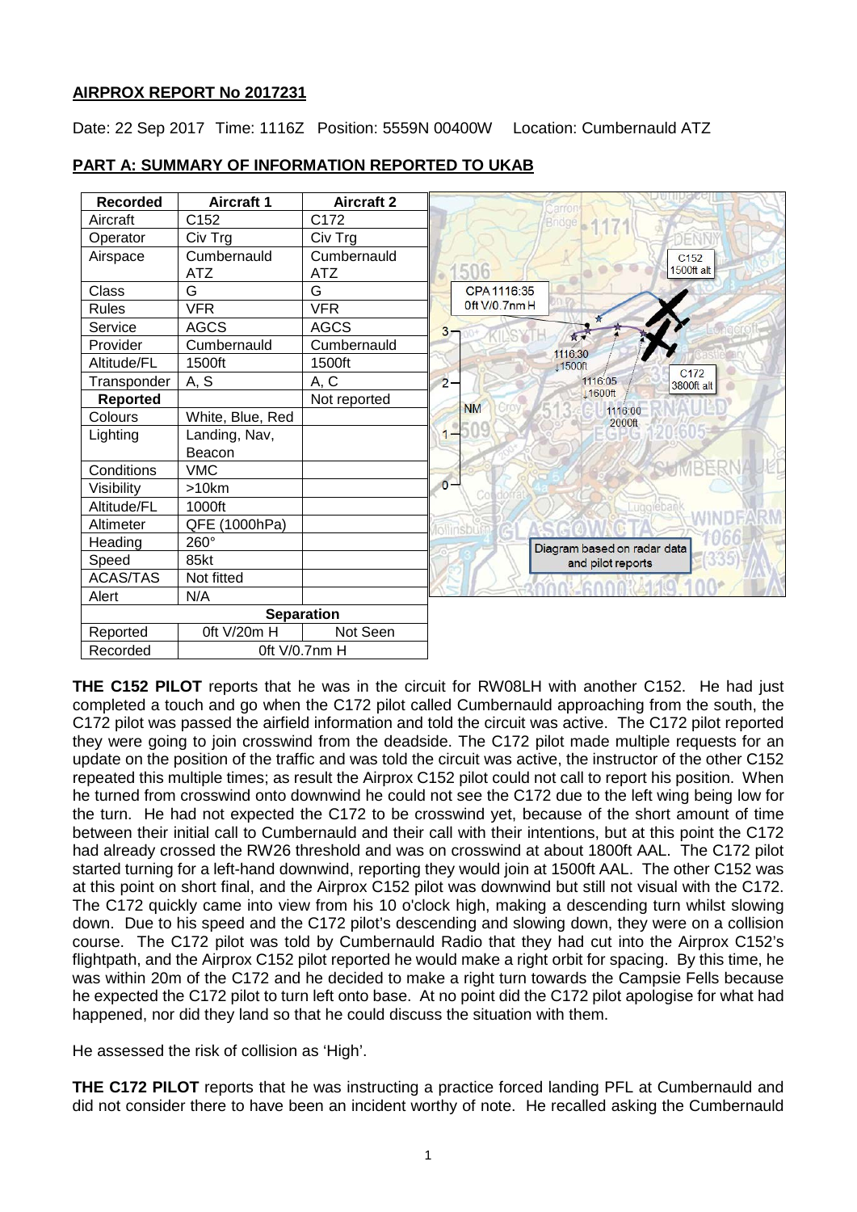## AIRPROX REPORT No 2017231

Date: 22 Sep 2017 Time: 1116Z Position: 5559N 00400W Location: Cumbernauld ATZ

## PART A: SUMMARY OF INFORMATION REPORTED TO UKAB

| Recorded | Aircraft 1 | Aircraft 2 |
|---|---|---|
| Aircraft | C152 | C172 |
| Operator | Civ Trg | Civ Trg |
| Airspace | Cumbernauld ATZ | Cumbernauld ATZ |
| Class | G | G |
| Rules | VFR | VFR |
| Service | AGCS | AGCS |
| Provider | Cumbernauld | Cumbernauld |
| Altitude/FL | 1500ft | 1500ft |
| Transponder | A, S | A, C |
| **Reported** | | Not reported |
| Colours | White, Blue, Red | |
| Lighting | Landing, Nav, Beacon | |
| Conditions | VMC | |
| Visibility | >10km | |
| Altitude/FL | 1000ft | |
| Altimeter | QFE (1000hPa) | |
| Heading | 260° | |
| Speed | 85kt | |
| ACAS/TAS | Not fitted | |
| Alert | N/A | |
| **Separation** | | |
| Reported | 0ft V/20m H | Not Seen |
| Recorded | 0ft V/0.7nm H | |

Diagram based on radar data and pilot reports

**THE C152 PILOT** reports that he was in the circuit for RW08LH with another C152. He had just completed a touch and go when the C172 pilot called Cumbernauld approaching from the south, the C172 pilot was passed the airfield information and told the circuit was active. The C172 pilot reported they were going to join crosswind from the deadside. The C172 pilot made multiple requests for an update on the position of the traffic and was told the circuit was active, the instructor of the other C152 repeated this multiple times; as result the Airprox C152 pilot could not call to report his position. When he turned from crosswind onto downwind he could not see the C172 due to the left wing being low for the turn. He had not expected the C172 to be crosswind yet, because of the short amount of time between their initial call to Cumbernauld and their call with their intentions, but at this point the C172 had already crossed the RW26 threshold and was on crosswind at about 1800ft AAL. The C172 pilot started turning for a left-hand downwind, reporting they would join at 1500ft AAL. The other C152 was at this point on short final, and the Airprox C152 pilot was downwind but still not visual with the C172. The C172 quickly came into view from his 10 o'clock high, making a descending turn whilst slowing down. Due to his speed and the C172 pilot's descending and slowing down, they were on a collision course. The C172 pilot was told by Cumbernauld Radio that they had cut into the Airprox C152's flightpath, and the Airprox C152 pilot reported he would make a right orbit for spacing. By this time, he was within 20m of the C172 and he decided to make a right turn towards the Campsie Fells because he expected the C172 pilot to turn left onto base. At no point did the C172 pilot apologise for what had happened, nor did they land so that he could discuss the situation with them.

He assessed the risk of collision as 'High'.

**THE C172 PILOT** reports that he was instructing a practice forced landing PFL at Cumbernauld and did not consider there to have been an incident worthy of note. He recalled asking the Cumbernauld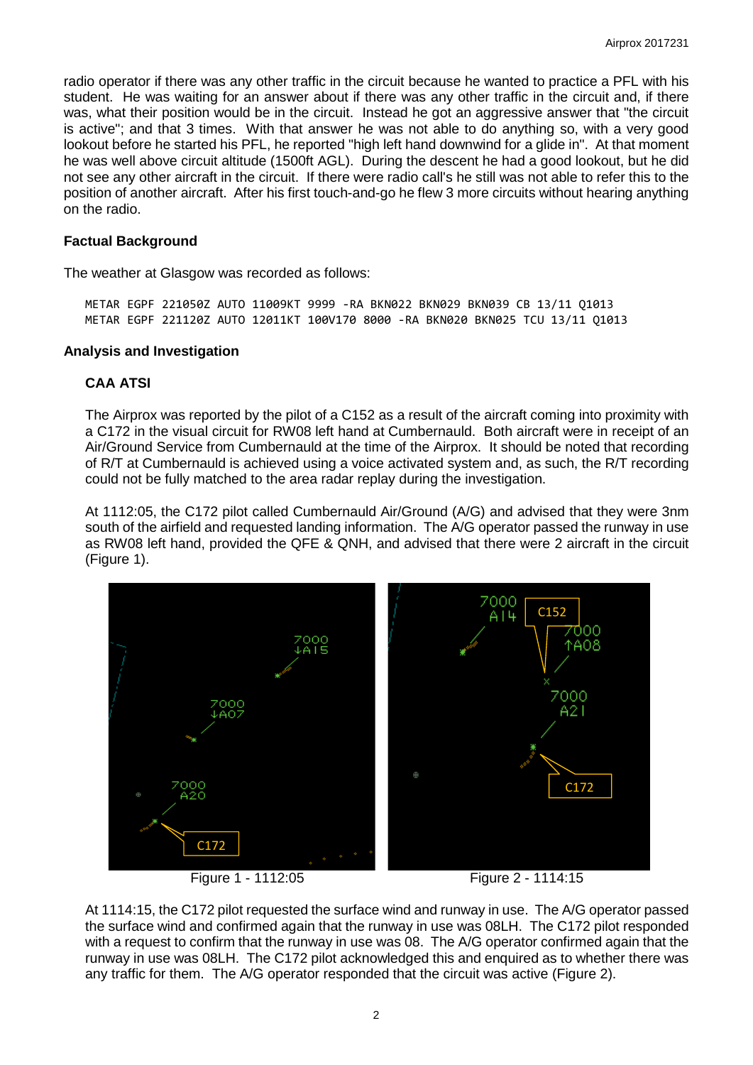radio operator if there was any other traffic in the circuit because he wanted to practice a PFL with his student. He was waiting for an answer about if there was any other traffic in the circuit and, if there was, what their position would be in the circuit. Instead he got an aggressive answer that "the circuit is active"; and that 3 times. With that answer he was not able to do anything so, with a very good lookout before he started his PFL, he reported "high left hand downwind for a glide in". At that moment he was well above circuit altitude (1500ft AGL). During the descent he had a good lookout, but he did not see any other aircraft in the circuit. If there were radio call's he still was not able to refer this to the position of another aircraft. After his first touch-and-go he flew 3 more circuits without hearing anything on the radio.

### Factual Background

The weather at Glasgow was recorded as follows:

```
METAR EGPF 221050Z AUTO 11009KT 9999 -RA BKN022 BKN029 BKN039 CB 13/11 Q1013
METAR EGPF 221120Z AUTO 12011KT 100V170 8000 -RA BKN020 BKN025 TCU 13/11 Q1013
```

### Analysis and Investigation

#### CAA ATSI

The Airprox was reported by the pilot of a C152 as a result of the aircraft coming into proximity with a C172 in the visual circuit for RW08 left hand at Cumbernauld. Both aircraft were in receipt of an Air/Ground Service from Cumbernauld at the time of the Airprox. It should be noted that recording of R/T at Cumbernauld is achieved using a voice activated system and, as such, the R/T recording could not be fully matched to the area radar replay during the investigation.

At 1112:05, the C172 pilot called Cumbernauld Air/Ground (A/G) and advised that they were 3nm south of the airfield and requested landing information. The A/G operator passed the runway in use as RW08 left hand, provided the QFE & QNH, and advised that there were 2 aircraft in the circuit (Figure 1).

Figure 1 - 1112:05

Figure 2 - 1114:15

At 1114:15, the C172 pilot requested the surface wind and runway in use. The A/G operator passed the surface wind and confirmed again that the runway in use was 08LH. The C172 pilot responded with a request to confirm that the runway in use was 08. The A/G operator confirmed again that the runway in use was 08LH. The C172 pilot acknowledged this and enquired as to whether there was any traffic for them. The A/G operator responded that the circuit was active (Figure 2).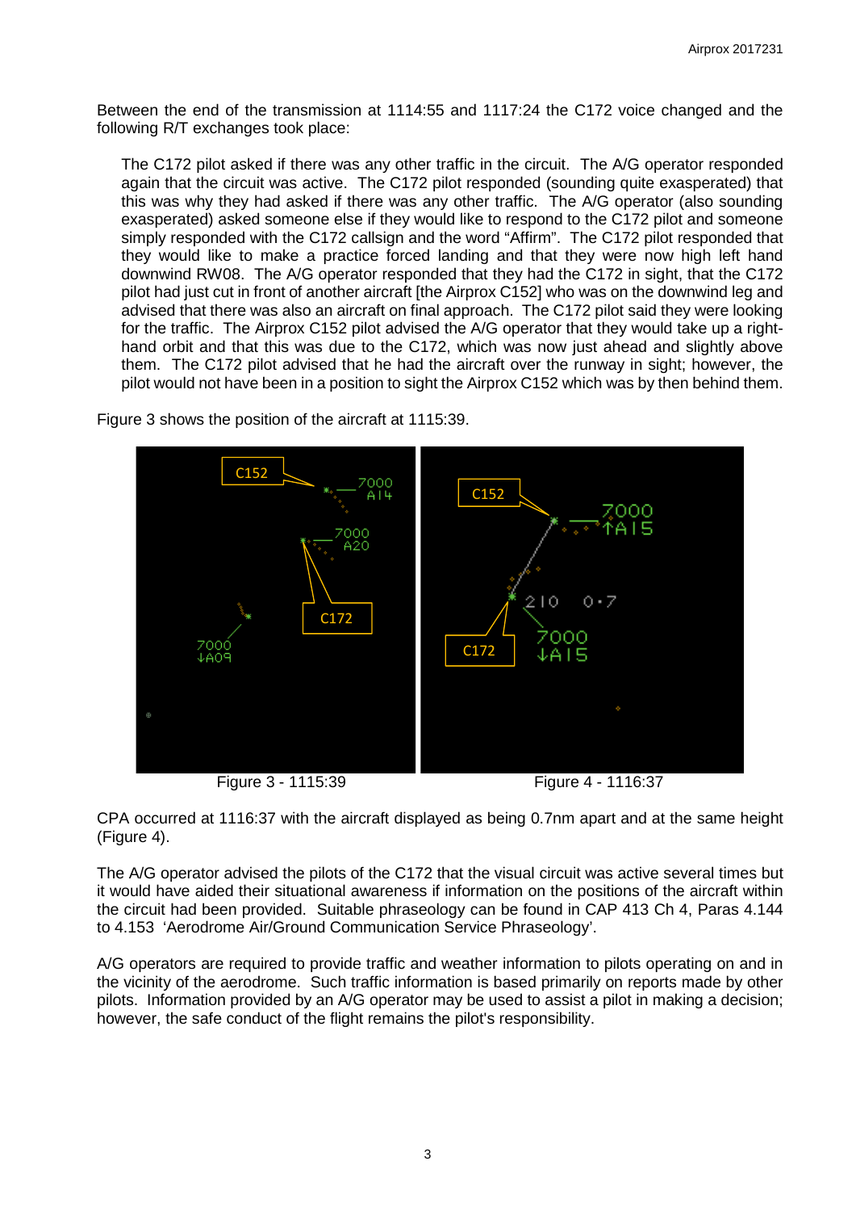Between the end of the transmission at 1114:55 and 1117:24 the C172 voice changed and the following R/T exchanges took place:

> The C172 pilot asked if there was any other traffic in the circuit. The A/G operator responded again that the circuit was active. The C172 pilot responded (sounding quite exasperated) that this was why they had asked if there was any other traffic. The A/G operator (also sounding exasperated) asked someone else if they would like to respond to the C172 pilot and someone simply responded with the C172 callsign and the word "Affirm". The C172 pilot responded that they would like to make a practice forced landing and that they were now high left hand downwind RW08. The A/G operator responded that they had the C172 in sight, that the C172 pilot had just cut in front of another aircraft [the Airprox C152] who was on the downwind leg and advised that there was also an aircraft on final approach. The C172 pilot said they were looking for the traffic. The Airprox C152 pilot advised the A/G operator that they would take up a right-hand orbit and that this was due to the C172, which was now just ahead and slightly above them. The C172 pilot advised that he had the aircraft over the runway in sight; however, the pilot would not have been in a position to sight the Airprox C152 which was by then behind them.

Figure 3 shows the position of the aircraft at 1115:39.

Figure 3 - 1115:39

Figure 4 - 1116:37

CPA occurred at 1116:37 with the aircraft displayed as being 0.7nm apart and at the same height (Figure 4).

The A/G operator advised the pilots of the C172 that the visual circuit was active several times but it would have aided their situational awareness if information on the positions of the aircraft within the circuit had been provided. Suitable phraseology can be found in CAP 413 Ch 4, Paras 4.144 to 4.153 'Aerodrome Air/Ground Communication Service Phraseology'.

A/G operators are required to provide traffic and weather information to pilots operating on and in the vicinity of the aerodrome. Such traffic information is based primarily on reports made by other pilots. Information provided by an A/G operator may be used to assist a pilot in making a decision; however, the safe conduct of the flight remains the pilot's responsibility.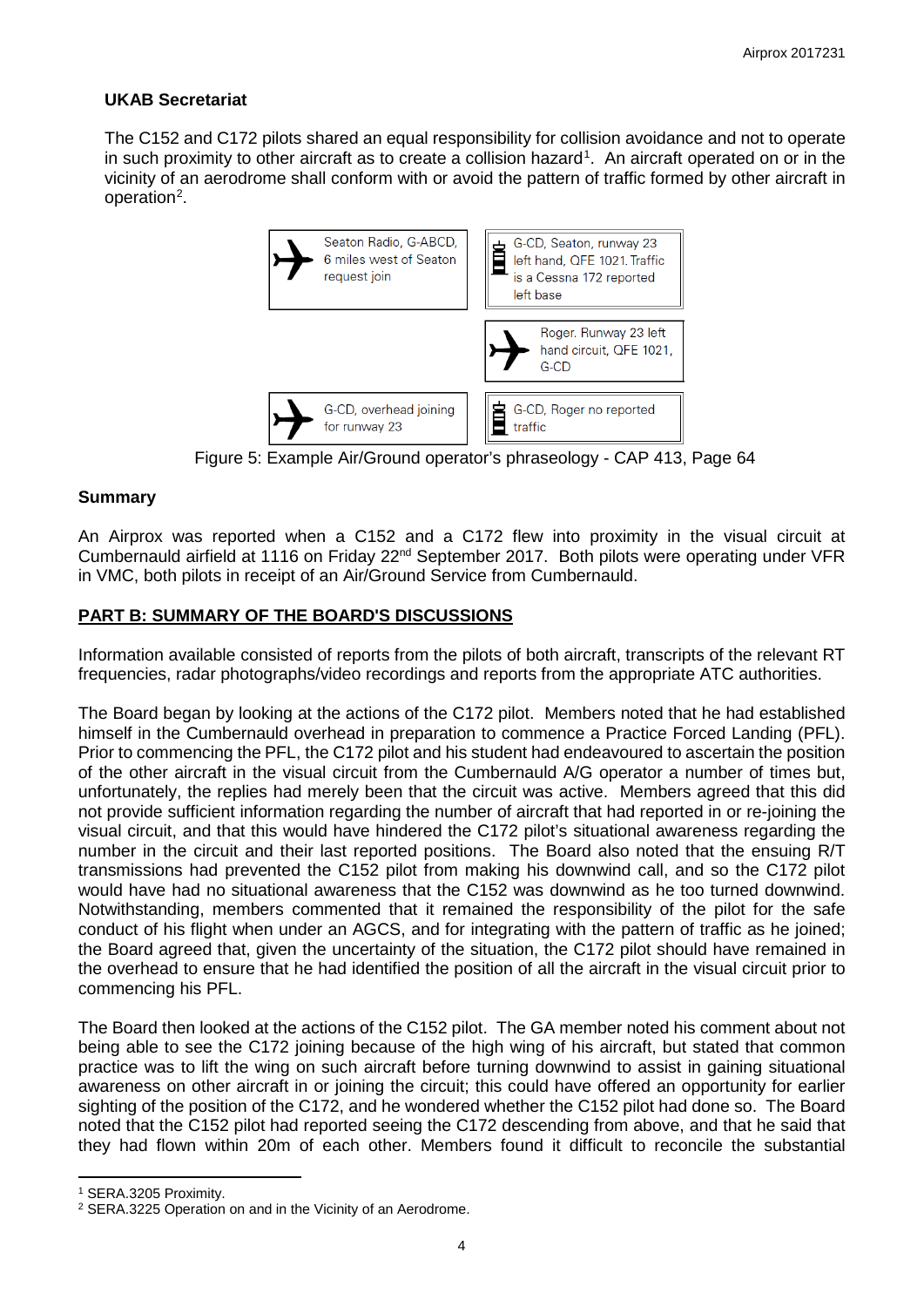**UKAB Secretariat**

The C152 and C172 pilots shared an equal responsibility for collision avoidance and not to operate in such proximity to other aircraft as to create a collision hazard[1]. An aircraft operated on or in the vicinity of an aerodrome shall conform with or avoid the pattern of traffic formed by other aircraft in operation[2].

| Aircraft | Ground station |
| --- | --- |
| Seaton Radio, G-ABCD, 6 miles west of Seaton request join | |
| | G-CD, Seaton, runway 23 left hand, QFE 1021. Traffic is a Cessna 172 reported left base |
| Roger. Runway 23 left hand circuit, QFE 1021, G-CD | |
| G-CD, overhead joining for runway 23 | |
| | G-CD, Roger no reported traffic |

Figure 5: Example Air/Ground operator's phraseology - CAP 413, Page 64

**Summary**

An Airprox was reported when a C152 and a C172 flew into proximity in the visual circuit at Cumbernauld airfield at 1116 on Friday 22nd September 2017. Both pilots were operating under VFR in VMC, both pilots in receipt of an Air/Ground Service from Cumbernauld.

**PART B: SUMMARY OF THE BOARD'S DISCUSSIONS**

Information available consisted of reports from the pilots of both aircraft, transcripts of the relevant RT frequencies, radar photographs/video recordings and reports from the appropriate ATC authorities.

The Board began by looking at the actions of the C172 pilot. Members noted that he had established himself in the Cumbernauld overhead in preparation to commence a Practice Forced Landing (PFL). Prior to commencing the PFL, the C172 pilot and his student had endeavoured to ascertain the position of the other aircraft in the visual circuit from the Cumbernauld A/G operator a number of times but, unfortunately, the replies had merely been that the circuit was active. Members agreed that this did not provide sufficient information regarding the number of aircraft that had reported in or re-joining the visual circuit, and that this would have hindered the C172 pilot's situational awareness regarding the number in the circuit and their last reported positions. The Board also noted that the ensuing R/T transmissions had prevented the C152 pilot from making his downwind call, and so the C172 pilot would have had no situational awareness that the C152 was downwind as he too turned downwind. Notwithstanding, members commented that it remained the responsibility of the pilot for the safe conduct of his flight when under an AGCS, and for integrating with the pattern of traffic as he joined; the Board agreed that, given the uncertainty of the situation, the C172 pilot should have remained in the overhead to ensure that he had identified the position of all the aircraft in the visual circuit prior to commencing his PFL.

The Board then looked at the actions of the C152 pilot. The GA member noted his comment about not being able to see the C172 joining because of the high wing of his aircraft, but stated that common practice was to lift the wing on such aircraft before turning downwind to assist in gaining situational awareness on other aircraft in or joining the circuit; this could have offered an opportunity for earlier sighting of the position of the C172, and he wondered whether the C152 pilot had done so. The Board noted that the C152 pilot had reported seeing the C172 descending from above, and that he said that they had flown within 20m of each other. Members found it difficult to reconcile the substantial

[1] SERA.3205 Proximity.

[2] SERA.3225 Operation on and in the Vicinity of an Aerodrome.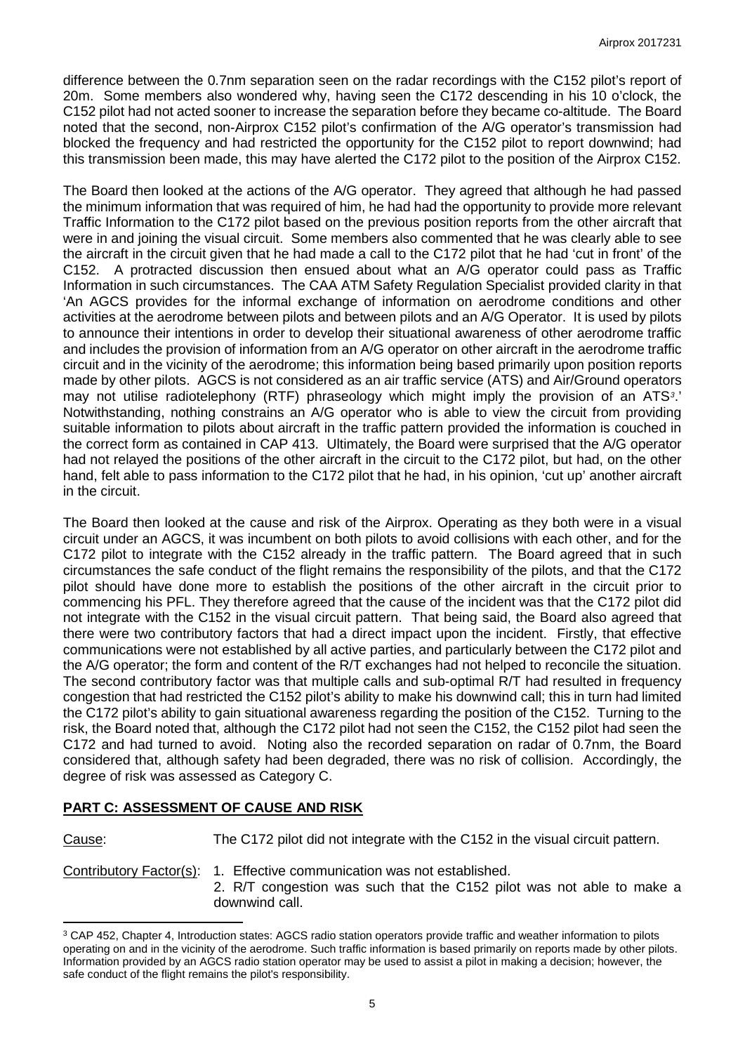difference between the 0.7nm separation seen on the radar recordings with the C152 pilot's report of 20m. Some members also wondered why, having seen the C172 descending in his 10 o'clock, the C152 pilot had not acted sooner to increase the separation before they became co-altitude. The Board noted that the second, non-Airprox C152 pilot's confirmation of the A/G operator's transmission had blocked the frequency and had restricted the opportunity for the C152 pilot to report downwind; had this transmission been made, this may have alerted the C172 pilot to the position of the Airprox C152.

The Board then looked at the actions of the A/G operator. They agreed that although he had passed the minimum information that was required of him, he had had the opportunity to provide more relevant Traffic Information to the C172 pilot based on the previous position reports from the other aircraft that were in and joining the visual circuit. Some members also commented that he was clearly able to see the aircraft in the circuit given that he had made a call to the C172 pilot that he had 'cut in front' of the C152. A protracted discussion then ensued about what an A/G operator could pass as Traffic Information in such circumstances. The CAA ATM Safety Regulation Specialist provided clarity in that 'An AGCS provides for the informal exchange of information on aerodrome conditions and other activities at the aerodrome between pilots and between pilots and an A/G Operator. It is used by pilots to announce their intentions in order to develop their situational awareness of other aerodrome traffic and includes the provision of information from an A/G operator on other aircraft in the aerodrome traffic circuit and in the vicinity of the aerodrome; this information being based primarily upon position reports made by other pilots. AGCS is not considered as an air traffic service (ATS) and Air/Ground operators may not utilise radiotelephony (RTF) phraseology which might imply the provision of an ATS[3].' Notwithstanding, nothing constrains an A/G operator who is able to view the circuit from providing suitable information to pilots about aircraft in the traffic pattern provided the information is couched in the correct form as contained in CAP 413. Ultimately, the Board were surprised that the A/G operator had not relayed the positions of the other aircraft in the circuit to the C172 pilot, but had, on the other hand, felt able to pass information to the C172 pilot that he had, in his opinion, 'cut up' another aircraft in the circuit.

The Board then looked at the cause and risk of the Airprox. Operating as they both were in a visual circuit under an AGCS, it was incumbent on both pilots to avoid collisions with each other, and for the C172 pilot to integrate with the C152 already in the traffic pattern. The Board agreed that in such circumstances the safe conduct of the flight remains the responsibility of the pilots, and that the C172 pilot should have done more to establish the positions of the other aircraft in the circuit prior to commencing his PFL. They therefore agreed that the cause of the incident was that the C172 pilot did not integrate with the C152 in the visual circuit pattern. That being said, the Board also agreed that there were two contributory factors that had a direct impact upon the incident. Firstly, that effective communications were not established by all active parties, and particularly between the C172 pilot and the A/G operator; the form and content of the R/T exchanges had not helped to reconcile the situation. The second contributory factor was that multiple calls and sub-optimal R/T had resulted in frequency congestion that had restricted the C152 pilot's ability to make his downwind call; this in turn had limited the C172 pilot's ability to gain situational awareness regarding the position of the C152. Turning to the risk, the Board noted that, although the C172 pilot had not seen the C152, the C152 pilot had seen the C172 and had turned to avoid. Noting also the recorded separation on radar of 0.7nm, the Board considered that, although safety had been degraded, there was no risk of collision. Accordingly, the degree of risk was assessed as Category C.

## PART C: ASSESSMENT OF CAUSE AND RISK

Cause: The C172 pilot did not integrate with the C152 in the visual circuit pattern.

Contributory Factor(s):
1. Effective communication was not established.
2. R/T congestion was such that the C152 pilot was not able to make a downwind call.

[3] CAP 452, Chapter 4, Introduction states: AGCS radio station operators provide traffic and weather information to pilots operating on and in the vicinity of the aerodrome. Such traffic information is based primarily on reports made by other pilots. Information provided by an AGCS radio station operator may be used to assist a pilot in making a decision; however, the safe conduct of the flight remains the pilot's responsibility.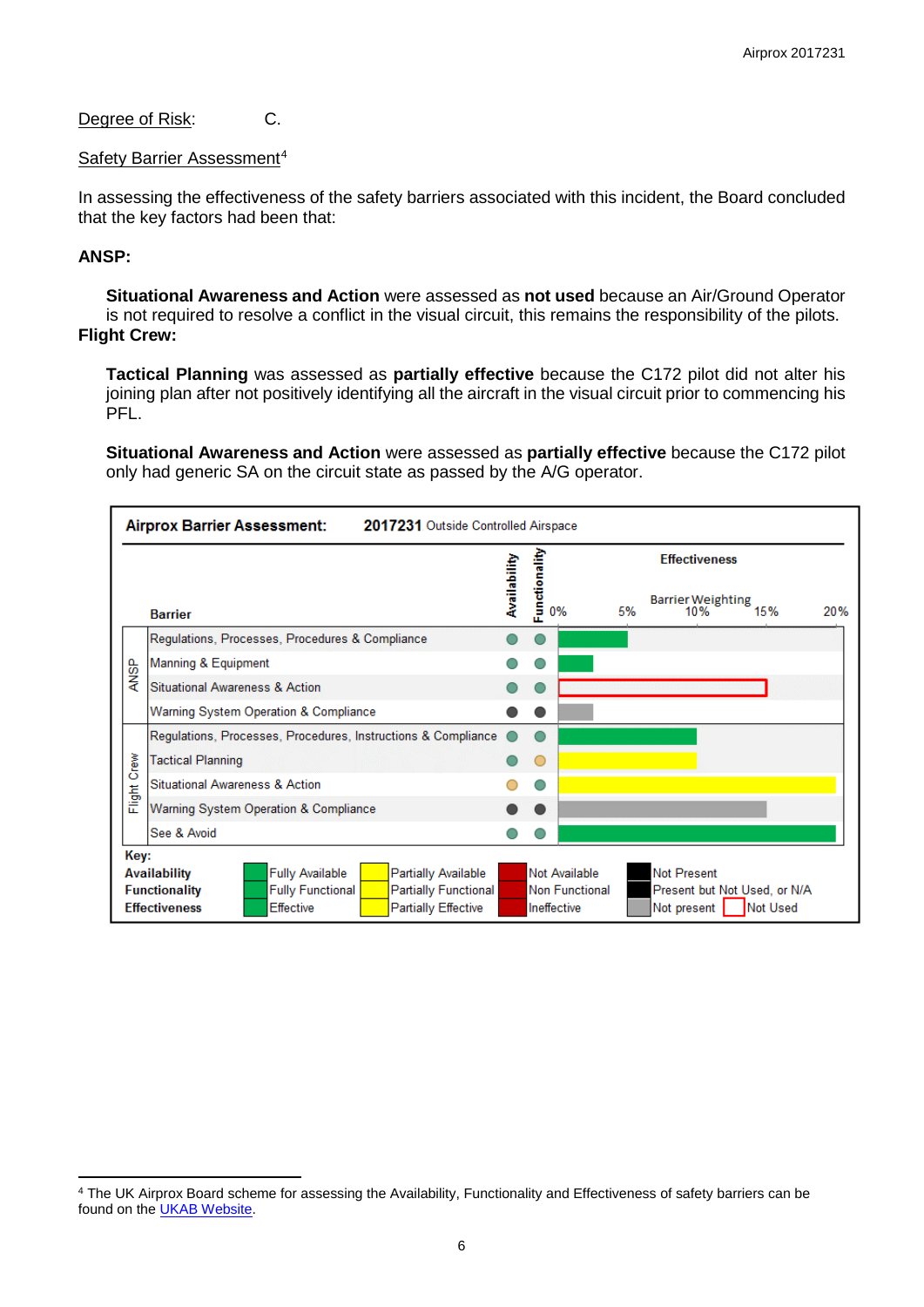Degree of Risk: C.

Safety Barrier Assessment[4]

In assessing the effectiveness of the safety barriers associated with this incident, the Board concluded that the key factors had been that:

**ANSP:**

**Situational Awareness and Action** were assessed as **not used** because an Air/Ground Operator is not required to resolve a conflict in the visual circuit, this remains the responsibility of the pilots.

**Flight Crew:**

**Tactical Planning** was assessed as **partially effective** because the C172 pilot did not alter his joining plan after not positively identifying all the aircraft in the visual circuit prior to commencing his PFL.

**Situational Awareness and Action** were assessed as **partially effective** because the C172 pilot only had generic SA on the circuit state as passed by the A/G operator.

Airprox Barrier Assessment: 2017231 Outside Controlled Airspace

Barrier

Availability

Functionality

Effectiveness

Barrier Weighting

0%
5%
10%
15%
20%

ANSP

Regulations, Processes, Procedures & Compliance

Manning & Equipment

Situational Awareness & Action

Warning System Operation & Compliance

Flight Crew

Regulations, Processes, Procedures, Instructions & Compliance

Tactical Planning

Situational Awareness & Action

Warning System Operation & Compliance

See & Avoid

Key:

Availability: Fully Available, Partially Available, Not Available, Not Present

Functionality: Fully Functional, Partially Functional, Non Functional, Present but Not Used, or N/A

Effectiveness: Effective, Partially Effective, Ineffective, Not present, Not Used

---

[4] The UK Airprox Board scheme for assessing the Availability, Functionality and Effectiveness of safety barriers can be found on the UKAB Website.